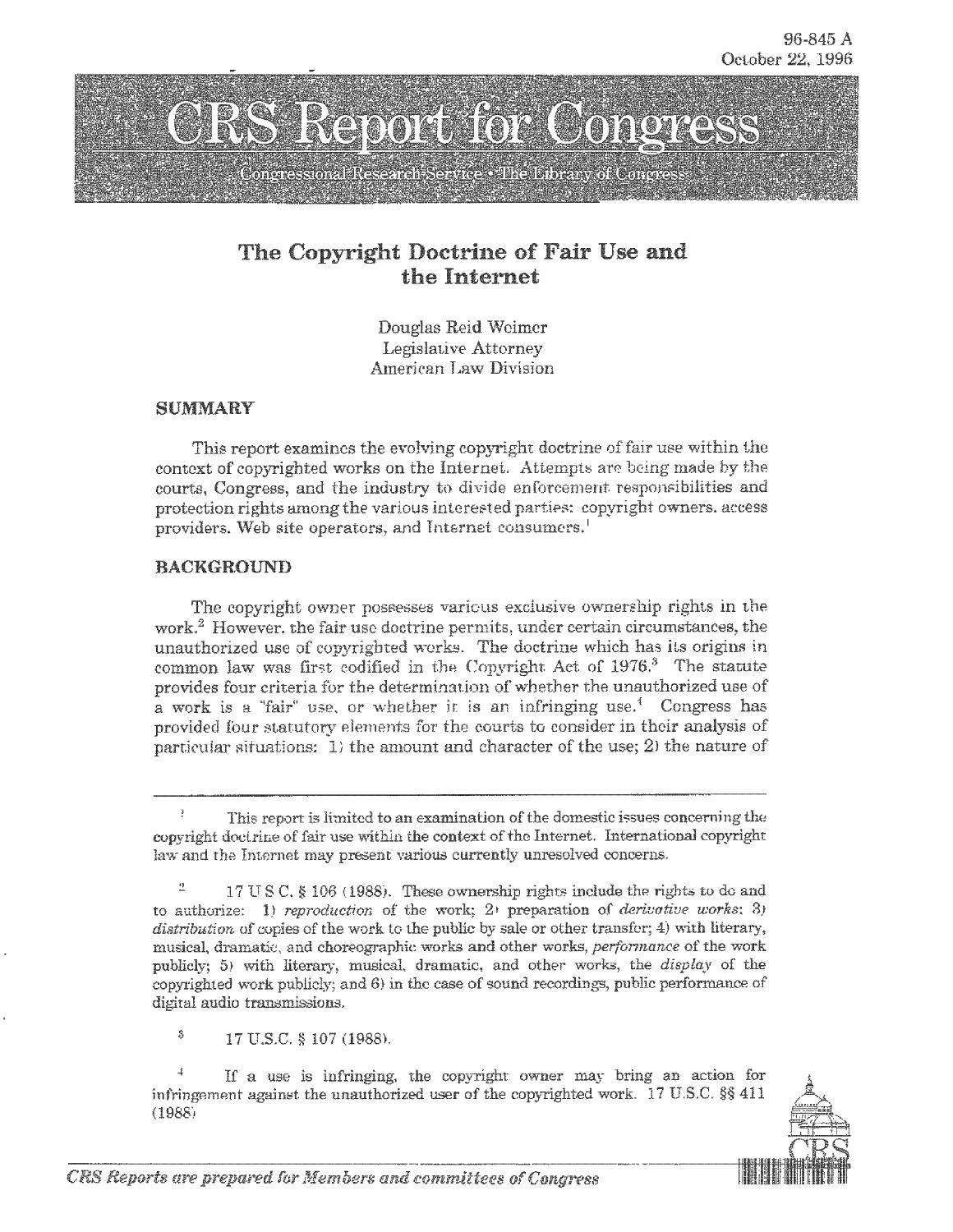96-845 A
October 22, 1996

# CRS Report for Congress

Congressional Research Service • The Library of Congress

## The Copyright Doctrine of Fair Use and the Internet

Douglas Reid Weimer
Legislative Attorney
American Law Division

### SUMMARY

This report examines the evolving copyright doctrine of fair use within the context of copyrighted works on the Internet. Attempts are being made by the courts, Congress, and the industry to divide enforcement responsibilities and protection rights among the various interested parties: copyright owners, access providers, Web site operators, and Internet consumers.[1]

### BACKGROUND

The copyright owner possesses various exclusive ownership rights in the work.[2] However, the fair use doctrine permits, under certain circumstances, the unauthorized use of copyrighted works. The doctrine which has its origins in common law was first codified in the Copyright Act of 1976.[3] The statute provides four criteria for the determination of whether the unauthorized use of a work is a "fair" use, or whether it is an infringing use.[4] Congress has provided four statutory elements for the courts to consider in their analysis of particular situations: 1) the amount and character of the use; 2) the nature of

---

[1] This report is limited to an examination of the domestic issues concerning the copyright doctrine of fair use within the context of the Internet. International copyright law and the Internet may present various currently unresolved concerns.

[2] 17 U.S.C. § 106 (1988). These ownership rights include the rights to do and to authorize: 1) *reproduction* of the work; 2) preparation of *derivative works*; 3) *distribution* of copies of the work to the public by sale or other transfer; 4) with literary, musical, dramatic, and choreographic works and other works, *performance* of the work publicly; 5) with literary, musical, dramatic, and other works, the *display* of the copyrighted work publicly; and 6) in the case of sound recordings, public performance of digital audio transmissions.

[3] 17 U.S.C. § 107 (1988).

[4] If a use is infringing, the copyright owner may bring an action for infringement against the unauthorized user of the copyrighted work. 17 U.S.C. §§ 411 (1988)

*CRS Reports are prepared for Members and committees of Congress*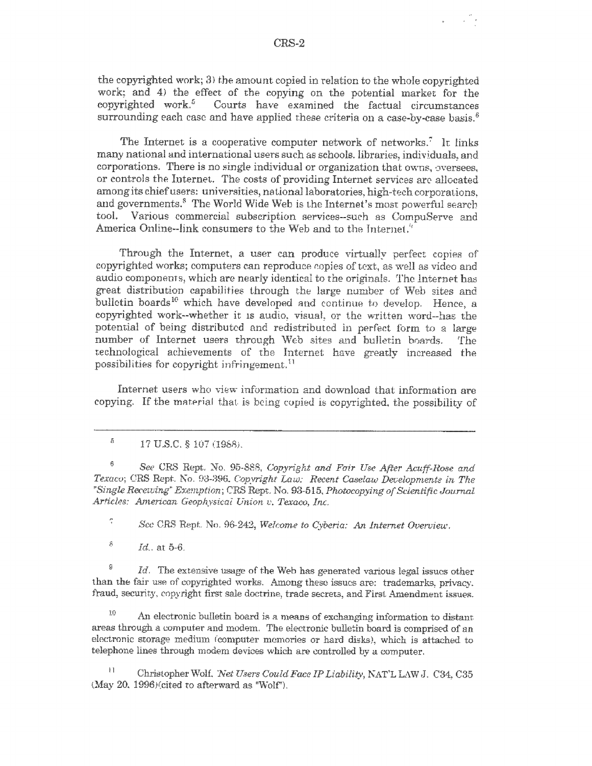the copyrighted work; 3) the amount copied in relation to the whole copyrighted work; and 4) the effect of the copying on the potential market for the copyrighted work.[5] Courts have examined the factual circumstances surrounding each case and have applied these criteria on a case-by-case basis.[6]

The Internet is a cooperative computer network of networks.[7] It links many national and international users such as schools, libraries, individuals, and corporations. There is no single individual or organization that owns, oversees, or controls the Internet. The costs of providing Internet services are allocated among its chief users: universities, national laboratories, high-tech corporations, and governments.[8] The World Wide Web is the Internet's most powerful search tool. Various commercial subscription services--such as CompuServe and America Online--link consumers to the Web and to the Internet.[9]

Through the Internet, a user can produce virtually perfect copies of copyrighted works; computers can reproduce copies of text, as well as video and audio components, which are nearly identical to the originals. The Internet has great distribution capabilities through the large number of Web sites and bulletin boards[10] which have developed and continue to develop. Hence, a copyrighted work--whether it is audio, visual, or the written word--has the potential of being distributed and redistributed in perfect form to a large number of Internet users through Web sites and bulletin boards. The technological achievements of the Internet have greatly increased the possibilities for copyright infringement.[11]

Internet users who view information and download that information are copying. If the material that is being copied is copyrighted, the possibility of

---

[5] 17 U.S.C. § 107 (1988).

[6] *See* CRS Rept. No. 95-888, *Copyright and Fair Use After Acuff-Rose and Texaco*; CRS Rept. No. 93-396, *Copyright Law: Recent Caselaw Developments in The "Single Receiving" Exemption*; CRS Rept. No. 93-515, *Photocopying of Scientific Journal Articles: American Geophysical Union v. Texaco, Inc.*

[7] *See* CRS Rept. No. 96-242, *Welcome to Cyberia: An Internet Overview*.

[8] *Id.*, at 5-6.

[9] *Id.* The extensive usage of the Web has generated various legal issues other than the fair use of copyrighted works. Among these issues are: trademarks, privacy, fraud, security, copyright first sale doctrine, trade secrets, and First Amendment issues.

[10] An electronic bulletin board is a means of exchanging information to distant areas through a computer and modem. The electronic bulletin board is comprised of an electronic storage medium (computer memories or hard disks), which is attached to telephone lines through modem devices which are controlled by a computer.

[11] Christopher Wolf, *Net Users Could Face IP Liability*, NAT'L LAW J. C34, C35 (May 20, 1996)(cited to afterward as "Wolf").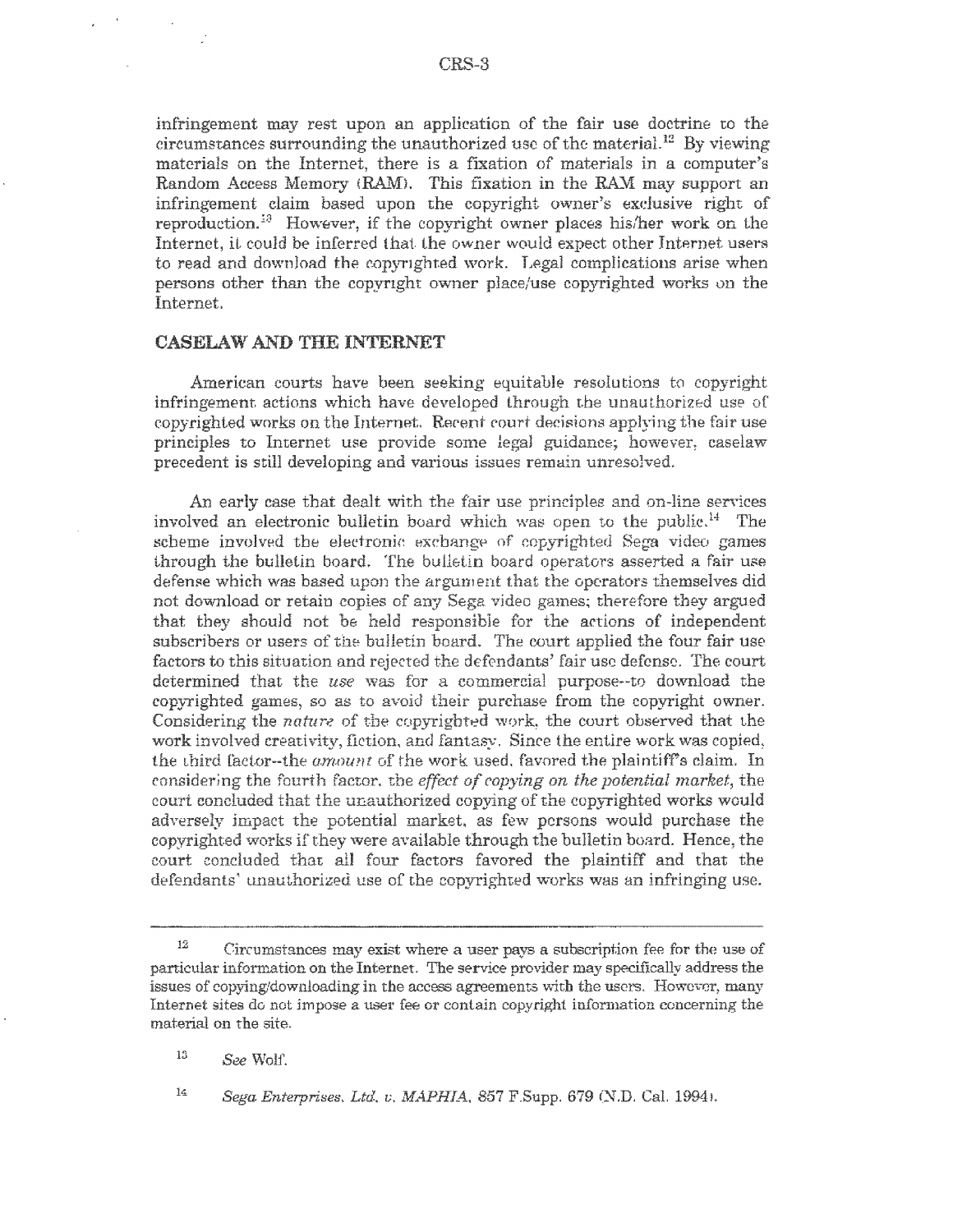infringement may rest upon an application of the fair use doctrine to the circumstances surrounding the unauthorized use of the material.[12] By viewing materials on the Internet, there is a fixation of materials in a computer's Random Access Memory (RAM). This fixation in the RAM may support an infringement claim based upon the copyright owner's exclusive right of reproduction.[13] However, if the copyright owner places his/her work on the Internet, it could be inferred that the owner would expect other Internet users to read and download the copyrighted work. Legal complications arise when persons other than the copyright owner place/use copyrighted works on the Internet.

## CASELAW AND THE INTERNET

American courts have been seeking equitable resolutions to copyright infringement actions which have developed through the unauthorized use of copyrighted works on the Internet. Recent court decisions applying the fair use principles to Internet use provide some legal guidance; however, caselaw precedent is still developing and various issues remain unresolved.

An early case that dealt with the fair use principles and on-line services involved an electronic bulletin board which was open to the public.[14] The scheme involved the electronic exchange of copyrighted Sega video games through the bulletin board. The bulletin board operators asserted a fair use defense which was based upon the argument that the operators themselves did not download or retain copies of any Sega video games; therefore they argued that they should not be held responsible for the actions of independent subscribers or users of the bulletin board. The court applied the four fair use factors to this situation and rejected the defendants' fair use defense. The court determined that the *use* was for a commercial purpose--to download the copyrighted games, so as to avoid their purchase from the copyright owner. Considering the *nature* of the copyrighted work, the court observed that the work involved creativity, fiction, and fantasy. Since the entire work was copied, the third factor--the *amount* of the work used, favored the plaintiff's claim. In considering the fourth factor, the *effect of copying on the potential market,* the court concluded that the unauthorized copying of the copyrighted works would adversely impact the potential market, as few persons would purchase the copyrighted works if they were available through the bulletin board. Hence, the court concluded that all four factors favored the plaintiff and that the defendants' unauthorized use of the copyrighted works was an infringing use.

---

[12] Circumstances may exist where a user pays a subscription fee for the use of particular information on the Internet. The service provider may specifically address the issues of copying/downloading in the access agreements with the users. However, many Internet sites do not impose a user fee or contain copyright information concerning the material on the site.

[13] *See* Wolf.

[14] *Sega Enterprises, Ltd. v. MAPHIA*, 857 F.Supp. 679 (N.D. Cal. 1994).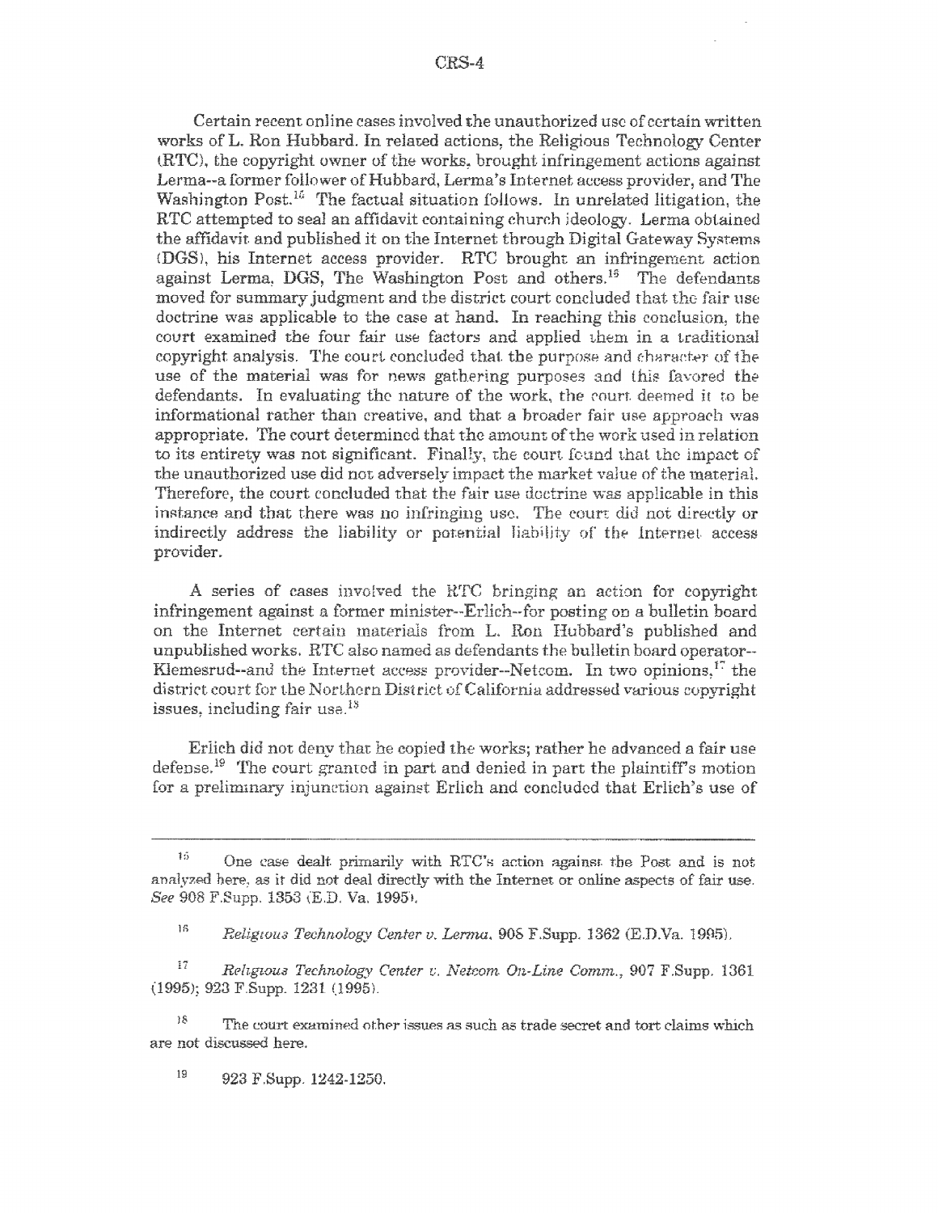Certain recent online cases involved the unauthorized use of certain written works of L. Ron Hubbard. In related actions, the Religious Technology Center (RTC), the copyright owner of the works, brought infringement actions against Lerma--a former follower of Hubbard, Lerma's Internet access provider, and The Washington Post.[16] The factual situation follows. In unrelated litigation, the RTC attempted to seal an affidavit containing church ideology. Lerma obtained the affidavit and published it on the Internet through Digital Gateway Systems (DGS), his Internet access provider. RTC brought an infringement action against Lerma, DGS, The Washington Post and others.[15] The defendants moved for summary judgment and the district court concluded that the fair use doctrine was applicable to the case at hand. In reaching this conclusion, the court examined the four fair use factors and applied them in a traditional copyright analysis. The court concluded that the purpose and character of the use of the material was for news gathering purposes and this favored the defendants. In evaluating the nature of the work, the court deemed it to be informational rather than creative, and that a broader fair use approach was appropriate. The court determined that the amount of the work used in relation to its entirety was not significant. Finally, the court found that the impact of the unauthorized use did not adversely impact the market value of the material. Therefore, the court concluded that the fair use doctrine was applicable in this instance and that there was no infringing use. The court did not directly or indirectly address the liability or potential liability of the Internet access provider.

A series of cases involved the RTC bringing an action for copyright infringement against a former minister--Erlich--for posting on a bulletin board on the Internet certain materials from L. Ron Hubbard's published and unpublished works. RTC also named as defendants the bulletin board operator--Klemesrud--and the Internet access provider--Netcom. In two opinions,[17] the district court for the Northern District of California addressed various copyright issues, including fair use.[18]

Erlich did not deny that he copied the works; rather he advanced a fair use defense.[19] The court granted in part and denied in part the plaintiff's motion for a preliminary injunction against Erlich and concluded that Erlich's use of

---

[15] One case dealt primarily with RTC's action against the Post and is not analyzed here, as it did not deal directly with the Internet or online aspects of fair use. *See* 908 F.Supp. 1353 (E.D. Va. 1995).

[16] *Religious Technology Center v. Lerma*, 908 F.Supp. 1362 (E.D.Va. 1995).

[17] *Religious Technology Center v. Netcom On-Line Comm.*, 907 F.Supp. 1361 (1995); 923 F.Supp. 1231 (1995).

[18] The court examined other issues as such as trade secret and tort claims which are not discussed here.

[19] 923 F.Supp. 1242-1250.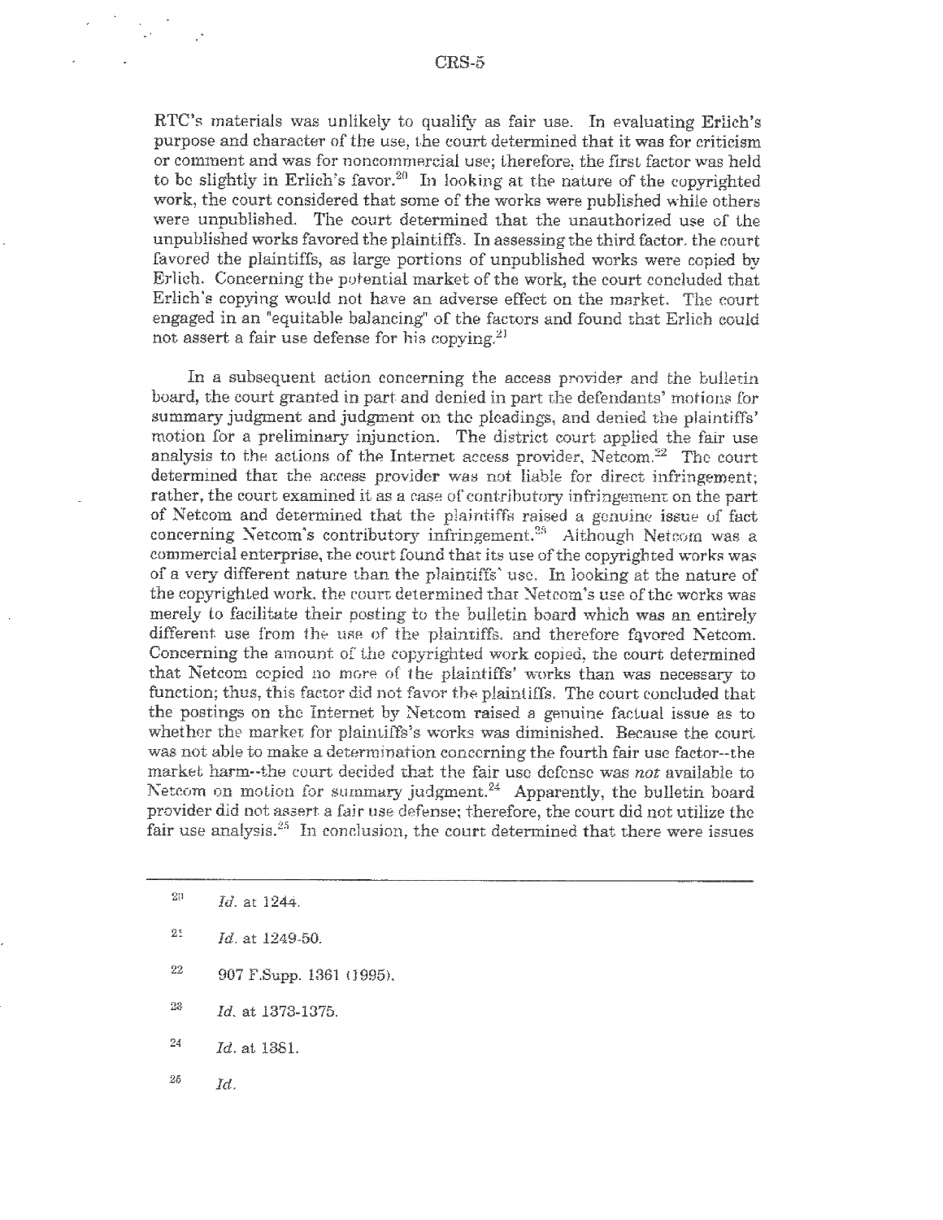RTC's materials was unlikely to qualify as fair use. In evaluating Erlich's purpose and character of the use, the court determined that it was for criticism or comment and was for noncommercial use; therefore, the first factor was held to be slightly in Erlich's favor.[20] In looking at the nature of the copyrighted work, the court considered that some of the works were published while others were unpublished. The court determined that the unauthorized use of the unpublished works favored the plaintiffs. In assessing the third factor, the court favored the plaintiffs, as large portions of unpublished works were copied by Erlich. Concerning the potential market of the work, the court concluded that Erlich's copying would not have an adverse effect on the market. The court engaged in an "equitable balancing" of the factors and found that Erlich could not assert a fair use defense for his copying.[21]

In a subsequent action concerning the access provider and the bulletin board, the court granted in part and denied in part the defendants' motions for summary judgment and judgment on the pleadings, and denied the plaintiffs' motion for a preliminary injunction. The district court applied the fair use analysis to the actions of the Internet access provider, Netcom.[22] The court determined that the access provider was not liable for direct infringement; rather, the court examined it as a case of contributory infringement on the part of Netcom and determined that the plaintiffs raised a genuine issue of fact concerning Netcom's contributory infringement.[23] Although Netcom was a commercial enterprise, the court found that its use of the copyrighted works was of a very different nature than the plaintiffs' use. In looking at the nature of the copyrighted work, the court determined that Netcom's use of the works was merely to facilitate their posting to the bulletin board which was an entirely different use from the use of the plaintiffs, and therefore favored Netcom. Concerning the amount of the copyrighted work copied, the court determined that Netcom copied no more of the plaintiffs' works than was necessary to function; thus, this factor did not favor the plaintiffs. The court concluded that the postings on the Internet by Netcom raised a genuine factual issue as to whether the market for plaintiffs's works was diminished. Because the court was not able to make a determination concerning the fourth fair use factor--the market harm--the court decided that the fair use defense was *not* available to Netcom on motion for summary judgment.[24] Apparently, the bulletin board provider did not assert a fair use defense; therefore, the court did not utilize the fair use analysis.[25] In conclusion, the court determined that there were issues

---

[20] *Id.* at 1244.

[21] *Id.* at 1249-50.

[22] 907 F.Supp. 1361 (1995).

[23] *Id.* at 1373-1375.

[24] *Id.* at 1381.

[25] *Id.*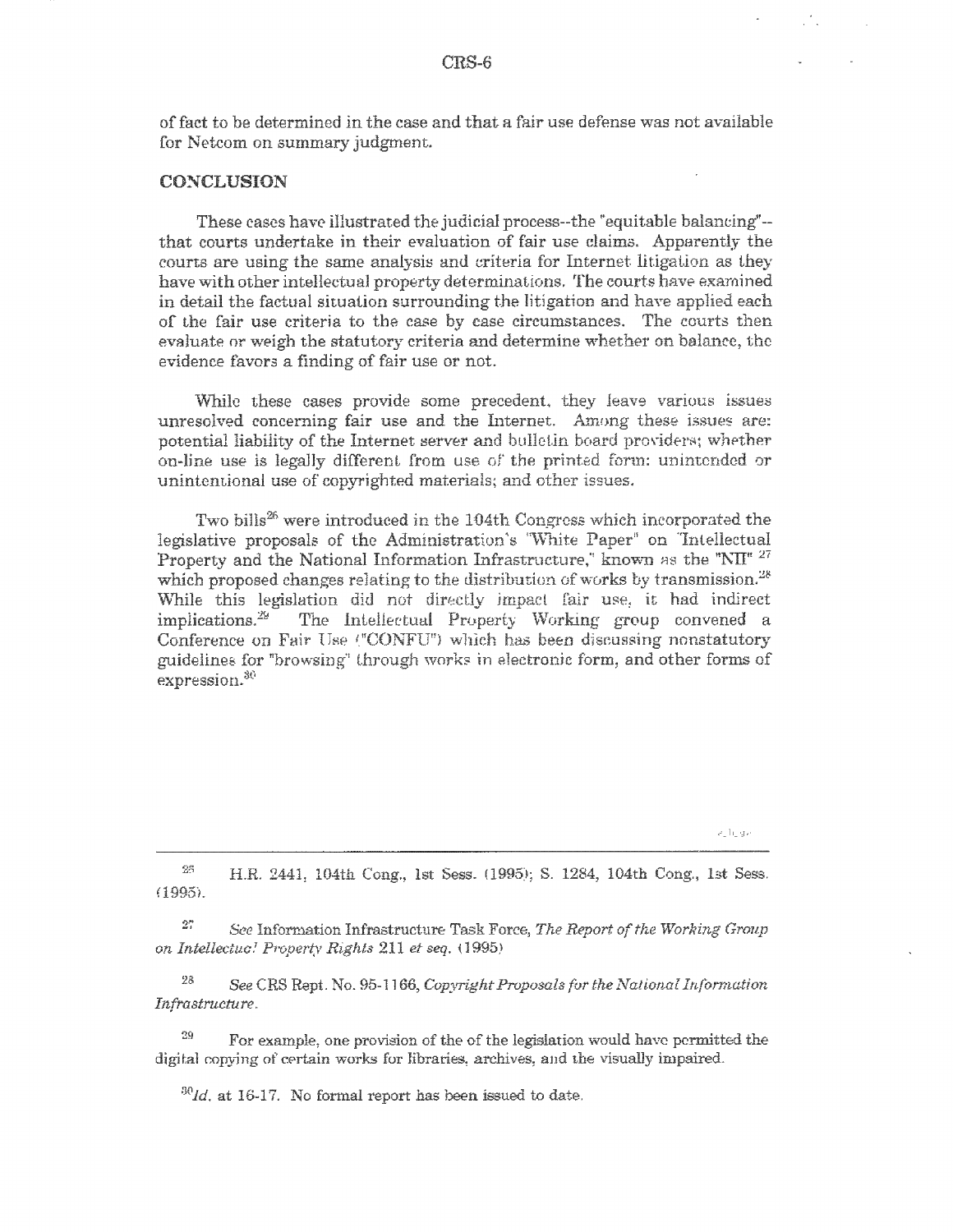of fact to be determined in the case and that a fair use defense was not available for Netcom on summary judgment.

## CONCLUSION

These cases have illustrated the judicial process--the "equitable balancing"--that courts undertake in their evaluation of fair use claims. Apparently the courts are using the same analysis and criteria for Internet litigation as they have with other intellectual property determinations. The courts have examined in detail the factual situation surrounding the litigation and have applied each of the fair use criteria to the case by case circumstances. The courts then evaluate or weigh the statutory criteria and determine whether on balance, the evidence favors a finding of fair use or not.

While these cases provide some precedent, they leave various issues unresolved concerning fair use and the Internet. Among these issues are: potential liability of the Internet server and bulletin board providers; whether on-line use is legally different from use of the printed form; unintended or unintentional use of copyrighted materials; and other issues.

Two bills[26] were introduced in the 104th Congress which incorporated the legislative proposals of the Administration's "White Paper" on "Intellectual Property and the National Information Infrastructure," known as the "NII" [27] which proposed changes relating to the distribution of works by transmission.[28] While this legislation did not directly impact fair use, it had indirect implications.[29] The Intellectual Property Working group convened a Conference on Fair Use ("CONFU") which has been discussing nonstatutory guidelines for "browsing" through works in electronic form, and other forms of expression.[30]

---

[26] H.R. 2441, 104th Cong., 1st Sess. (1995); S. 1284, 104th Cong., 1st Sess. (1995).

[27] *See* Information Infrastructure Task Force, *The Report of the Working Group on Intellectual Property Rights* 211 *et seq.* (1995)

[28] *See* CRS Rept. No. 95-1166, *Copyright Proposals for the National Information Infrastructure*.

[29] For example, one provision of the of the legislation would have permitted the digital copying of certain works for libraries, archives, and the visually impaired.

[30] *Id.* at 16-17. No formal report has been issued to date.